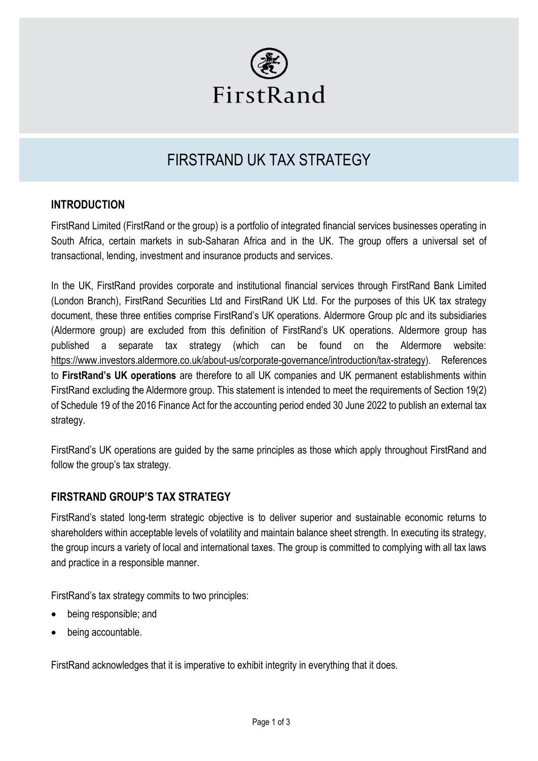FirstRand

# FIRSTRAND UK TAX STRATEGY

## INTRODUCTION

FirstRand Limited (FirstRand or the group) is a portfolio of integrated financial services businesses operating in South Africa, certain markets in sub-Saharan Africa and in the UK. The group offers a universal set of transactional, lending, investment and insurance products and services.

In the UK, FirstRand provides corporate and institutional financial services through FirstRand Bank Limited (London Branch), FirstRand Securities Ltd and FirstRand UK Ltd. For the purposes of this UK tax strategy document, these three entities comprise FirstRand's UK operations. Aldermore Group plc and its subsidiaries (Aldermore group) are excluded from this definition of FirstRand's UK operations. Aldermore group has published a separate tax strategy (which can be found on the Aldermore website: https://www.investors.aldermore.co.uk/about-us/corporate-governance/introduction/tax-strategy). References to **FirstRand's UK operations** are therefore to all UK companies and UK permanent establishments within FirstRand excluding the Aldermore group. This statement is intended to meet the requirements of Section 19(2) of Schedule 19 of the 2016 Finance Act for the accounting period ended 30 June 2022 to publish an external tax strategy.

FirstRand's UK operations are guided by the same principles as those which apply throughout FirstRand and follow the group's tax strategy.

## FIRSTRAND GROUP'S TAX STRATEGY

FirstRand's stated long-term strategic objective is to deliver superior and sustainable economic returns to shareholders within acceptable levels of volatility and maintain balance sheet strength. In executing its strategy, the group incurs a variety of local and international taxes. The group is committed to complying with all tax laws and practice in a responsible manner.

FirstRand's tax strategy commits to two principles:

- being responsible; and
- being accountable.

FirstRand acknowledges that it is imperative to exhibit integrity in everything that it does.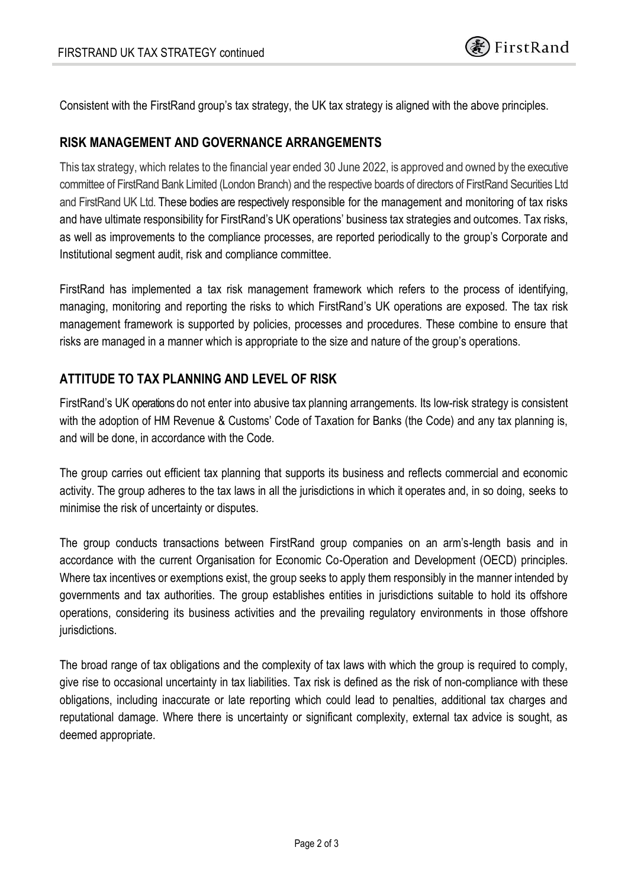Consistent with the FirstRand group's tax strategy, the UK tax strategy is aligned with the above principles.

## RISK MANAGEMENT AND GOVERNANCE ARRANGEMENTS

This tax strategy, which relates to the financial year ended 30 June 2022, is approved and owned by the executive committee of FirstRand Bank Limited (London Branch) and the respective boards of directors of FirstRand Securities Ltd and FirstRand UK Ltd. These bodies are respectively responsible for the management and monitoring of tax risks and have ultimate responsibility for FirstRand's UK operations' business tax strategies and outcomes. Tax risks, as well as improvements to the compliance processes, are reported periodically to the group's Corporate and Institutional segment audit, risk and compliance committee.

FirstRand has implemented a tax risk management framework which refers to the process of identifying, managing, monitoring and reporting the risks to which FirstRand's UK operations are exposed. The tax risk management framework is supported by policies, processes and procedures. These combine to ensure that risks are managed in a manner which is appropriate to the size and nature of the group's operations.

## ATTITUDE TO TAX PLANNING AND LEVEL OF RISK

FirstRand's UK operations do not enter into abusive tax planning arrangements. Its low-risk strategy is consistent with the adoption of HM Revenue & Customs' Code of Taxation for Banks (the Code) and any tax planning is, and will be done, in accordance with the Code.

The group carries out efficient tax planning that supports its business and reflects commercial and economic activity. The group adheres to the tax laws in all the jurisdictions in which it operates and, in so doing, seeks to minimise the risk of uncertainty or disputes.

The group conducts transactions between FirstRand group companies on an arm's-length basis and in accordance with the current Organisation for Economic Co-Operation and Development (OECD) principles. Where tax incentives or exemptions exist, the group seeks to apply them responsibly in the manner intended by governments and tax authorities. The group establishes entities in jurisdictions suitable to hold its offshore operations, considering its business activities and the prevailing regulatory environments in those offshore jurisdictions.

The broad range of tax obligations and the complexity of tax laws with which the group is required to comply, give rise to occasional uncertainty in tax liabilities. Tax risk is defined as the risk of non-compliance with these obligations, including inaccurate or late reporting which could lead to penalties, additional tax charges and reputational damage. Where there is uncertainty or significant complexity, external tax advice is sought, as deemed appropriate.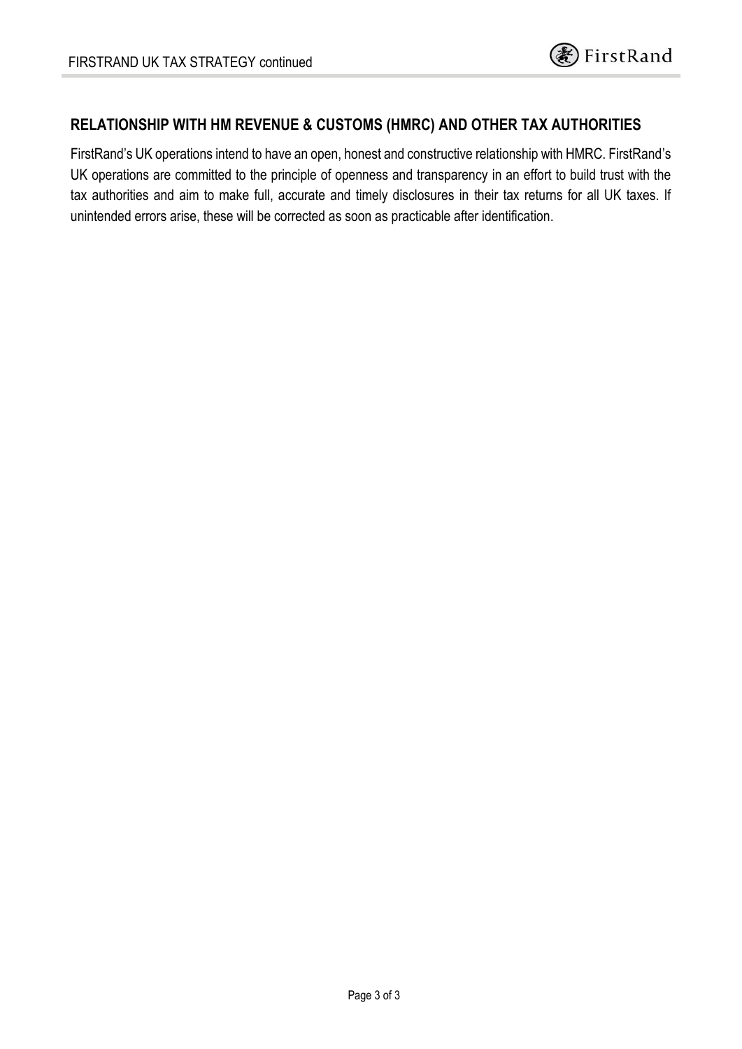## RELATIONSHIP WITH HM REVENUE & CUSTOMS (HMRC) AND OTHER TAX AUTHORITIES

FirstRand's UK operations intend to have an open, honest and constructive relationship with HMRC. FirstRand's UK operations are committed to the principle of openness and transparency in an effort to build trust with the tax authorities and aim to make full, accurate and timely disclosures in their tax returns for all UK taxes. If unintended errors arise, these will be corrected as soon as practicable after identification.